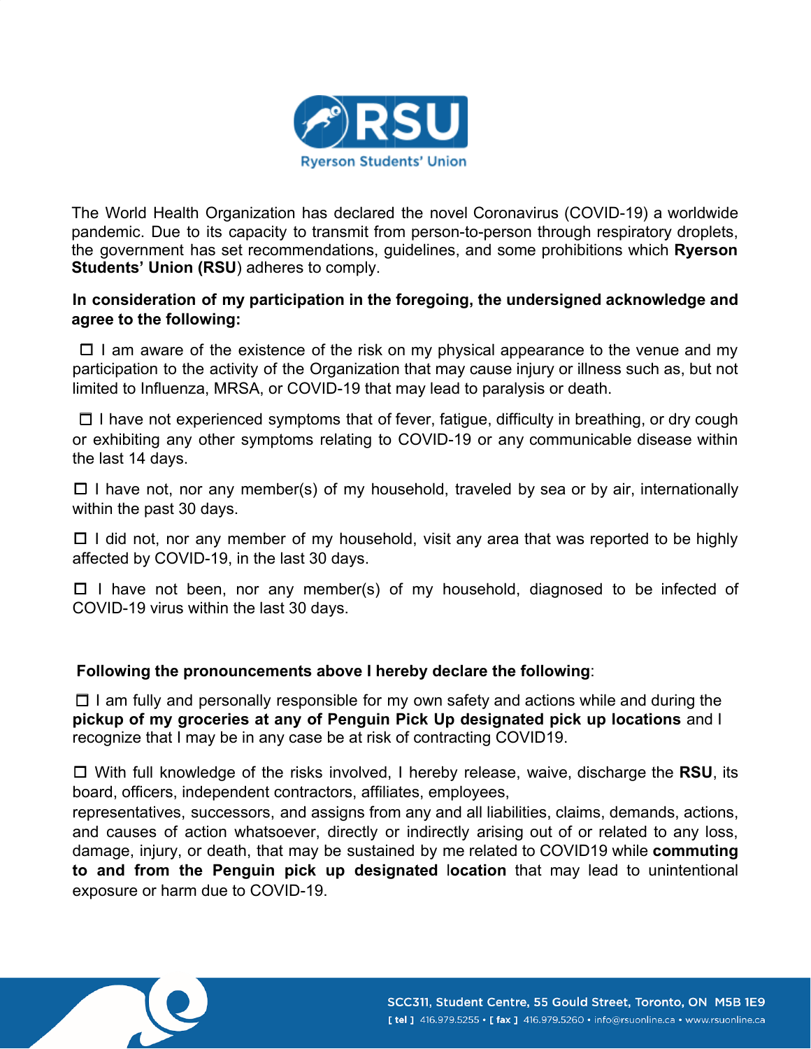RSU

Ryerson Students' Union

The World Health Organization has declared the novel Coronavirus (COVID-19) a worldwide pandemic. Due to its capacity to transmit from person-to-person through respiratory droplets, the government has set recommendations, guidelines, and some prohibitions which **Ryerson Students' Union (RSU)** adheres to comply.

**In consideration of my participation in the foregoing, the undersigned acknowledge and agree to the following:**

☐ I am aware of the existence of the risk on my physical appearance to the venue and my participation to the activity of the Organization that may cause injury or illness such as, but not limited to Influenza, MRSA, or COVID-19 that may lead to paralysis or death.

☐ I have not experienced symptoms that of fever, fatigue, difficulty in breathing, or dry cough or exhibiting any other symptoms relating to COVID-19 or any communicable disease within the last 14 days.

☐ I have not, nor any member(s) of my household, traveled by sea or by air, internationally within the past 30 days.

☐ I did not, nor any member of my household, visit any area that was reported to be highly affected by COVID-19, in the last 30 days.

☐ I have not been, nor any member(s) of my household, diagnosed to be infected of COVID-19 virus within the last 30 days.

**Following the pronouncements above I hereby declare the following**:

☐ I am fully and personally responsible for my own safety and actions while and during the **pickup of my groceries at any of Penguin Pick Up designated pick up locations** and I recognize that I may be in any case be at risk of contracting COVID19.

☐ With full knowledge of the risks involved, I hereby release, waive, discharge the **RSU**, its board, officers, independent contractors, affiliates, employees, representatives, successors, and assigns from any and all liabilities, claims, demands, actions, and causes of action whatsoever, directly or indirectly arising out of or related to any loss, damage, injury, or death, that may be sustained by me related to COVID19 while **commuting to and from the Penguin pick up designated location** that may lead to unintentional exposure or harm due to COVID-19.

SCC311, Student Centre, 55 Gould Street, Toronto, ON M5B 1E9

[ tel ] 416.979.5255 • [ fax ] 416.979.5260 • info@rsuonline.ca • www.rsuonline.ca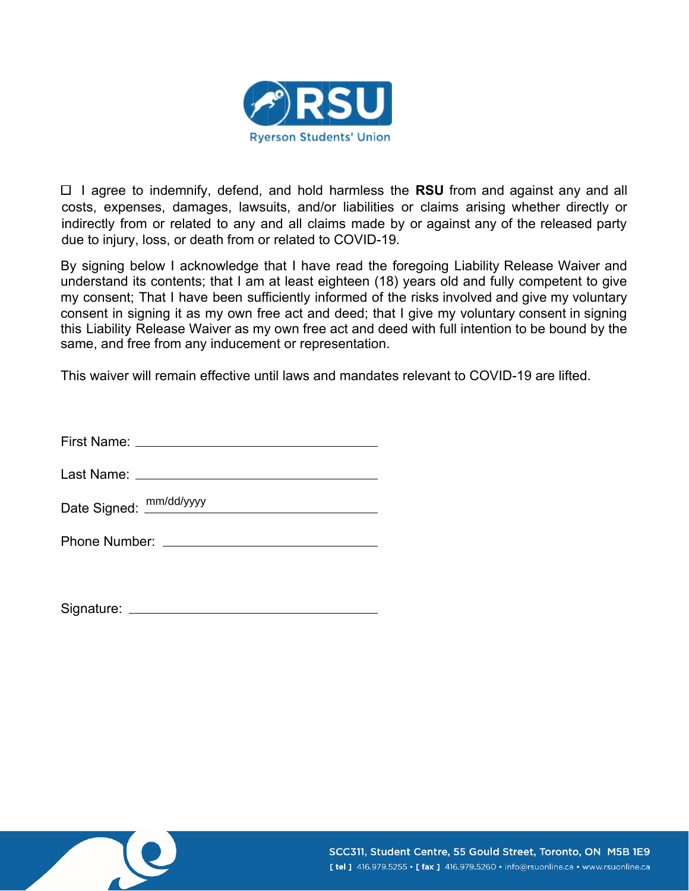RSU

Ryerson Students' Union

☐ I agree to indemnify, defend, and hold harmless the **RSU** from and against any and all costs, expenses, damages, lawsuits, and/or liabilities or claims arising whether directly or indirectly from or related to any and all claims made by or against any of the released party due to injury, loss, or death from or related to COVID-19.

By signing below I acknowledge that I have read the foregoing Liability Release Waiver and understand its contents; that I am at least eighteen (18) years old and fully competent to give my consent; That I have been sufficiently informed of the risks involved and give my voluntary consent in signing it as my own free act and deed; that I give my voluntary consent in signing this Liability Release Waiver as my own free act and deed with full intention to be bound by the same, and free from any inducement or representation.

This waiver will remain effective until laws and mandates relevant to COVID-19 are lifted.

First Name: ______________________________

Last Name: ______________________________

Date Signed: mm/dd/yyyy ______________________________

Phone Number: ______________________________

Signature: ______________________________

SCC311, Student Centre, 55 Gould Street, Toronto, ON M5B 1E9

[ tel ] 416.979.5255 • [ fax ] 416.979.5260 • info@rsuonline.ca • www.rsuonline.ca